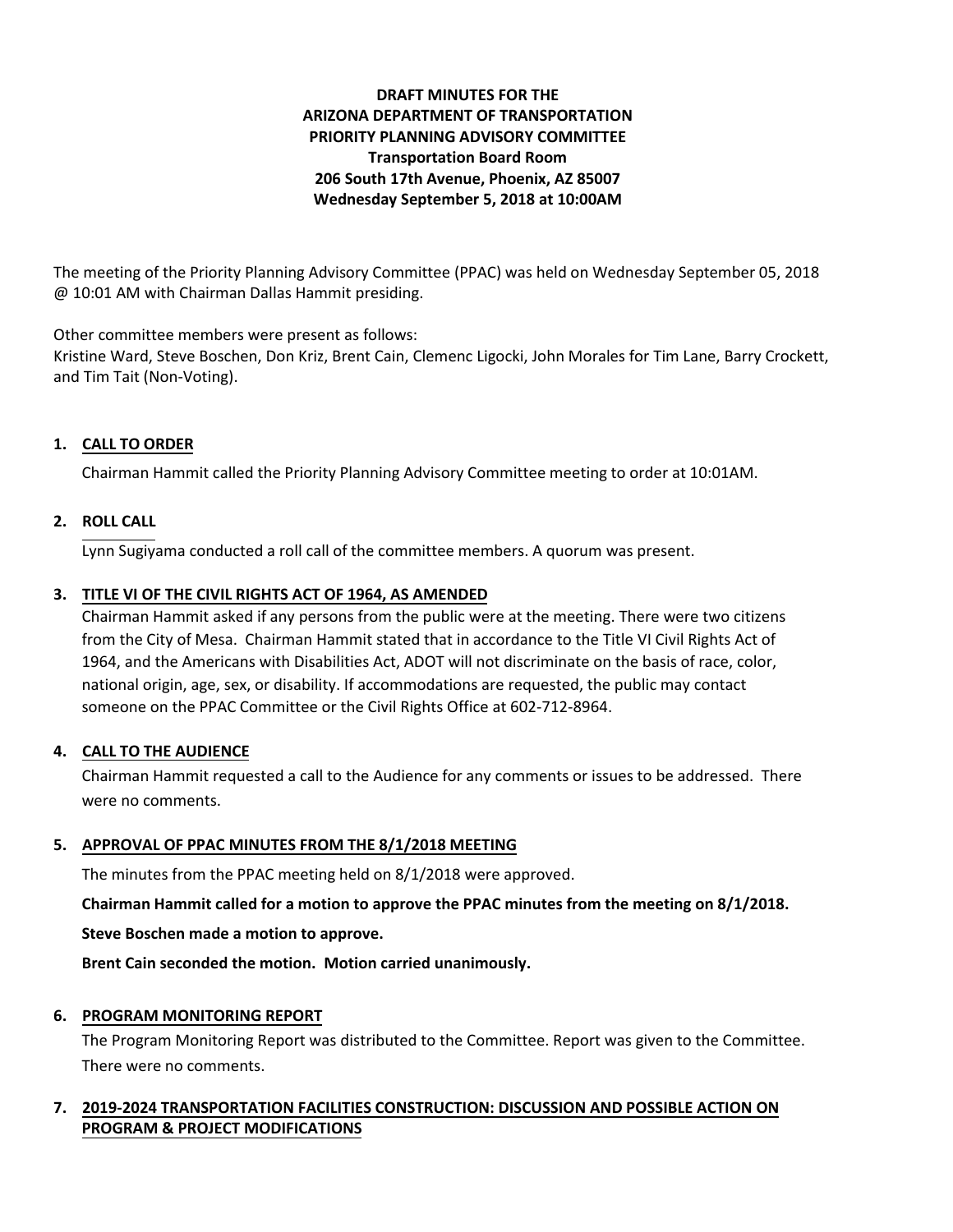**DRAFT MINUTES FOR THE**
**ARIZONA DEPARTMENT OF TRANSPORTATION**
**PRIORITY PLANNING ADVISORY COMMITTEE**
**Transportation Board Room**
**206 South 17th Avenue, Phoenix, AZ 85007**
**Wednesday September 5, 2018 at 10:00AM**

The meeting of the Priority Planning Advisory Committee (PPAC) was held on Wednesday September 05, 2018 @ 10:01 AM with Chairman Dallas Hammit presiding.

Other committee members were present as follows:
Kristine Ward, Steve Boschen, Don Kriz, Brent Cain, Clemenc Ligocki, John Morales for Tim Lane, Barry Crockett, and Tim Tait (Non-Voting).

1. **CALL TO ORDER**

   Chairman Hammit called the Priority Planning Advisory Committee meeting to order at 10:01AM.

2. **ROLL CALL**

   Lynn Sugiyama conducted a roll call of the committee members. A quorum was present.

3. **TITLE VI OF THE CIVIL RIGHTS ACT OF 1964, AS AMENDED**

   Chairman Hammit asked if any persons from the public were at the meeting. There were two citizens from the City of Mesa. Chairman Hammit stated that in accordance to the Title VI Civil Rights Act of 1964, and the Americans with Disabilities Act, ADOT will not discriminate on the basis of race, color, national origin, age, sex, or disability. If accommodations are requested, the public may contact someone on the PPAC Committee or the Civil Rights Office at 602-712-8964.

4. **CALL TO THE AUDIENCE**

   Chairman Hammit requested a call to the Audience for any comments or issues to be addressed. There were no comments.

5. **APPROVAL OF PPAC MINUTES FROM THE 8/1/2018 MEETING**

   The minutes from the PPAC meeting held on 8/1/2018 were approved.

   **Chairman Hammit called for a motion to approve the PPAC minutes from the meeting on 8/1/2018.**

   **Steve Boschen made a motion to approve.**

   **Brent Cain seconded the motion. Motion carried unanimously.**

6. **PROGRAM MONITORING REPORT**

   The Program Monitoring Report was distributed to the Committee. Report was given to the Committee. There were no comments.

7. **2019-2024 TRANSPORTATION FACILITIES CONSTRUCTION: DISCUSSION AND POSSIBLE ACTION ON PROGRAM & PROJECT MODIFICATIONS**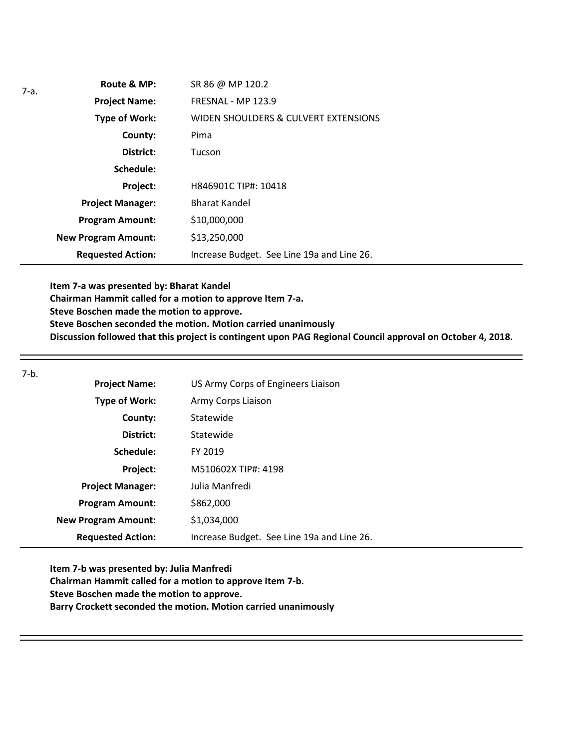7-a.

| | |
|---|---|
| **Route & MP:** | SR 86 @ MP 120.2 |
| **Project Name:** | FRESNAL - MP 123.9 |
| **Type of Work:** | WIDEN SHOULDERS & CULVERT EXTENSIONS |
| **County:** | Pima |
| **District:** | Tucson |
| **Schedule:** | |
| **Project:** | H846901C TIP#: 10418 |
| **Project Manager:** | Bharat Kandel |
| **Program Amount:** | $10,000,000 |
| **New Program Amount:** | $13,250,000 |
| **Requested Action:** | Increase Budget. See Line 19a and Line 26. |

**Item 7-a was presented by: Bharat Kandel**
**Chairman Hammit called for a motion to approve Item 7-a.**
**Steve Boschen made the motion to approve.**
**Steve Boschen seconded the motion. Motion carried unanimously**
**Discussion followed that this project is contingent upon PAG Regional Council approval on October 4, 2018.**

---

7-b.

| | |
|---|---|
| **Project Name:** | US Army Corps of Engineers Liaison |
| **Type of Work:** | Army Corps Liaison |
| **County:** | Statewide |
| **District:** | Statewide |
| **Schedule:** | FY 2019 |
| **Project:** | M510602X TIP#: 4198 |
| **Project Manager:** | Julia Manfredi |
| **Program Amount:** | $862,000 |
| **New Program Amount:** | $1,034,000 |
| **Requested Action:** | Increase Budget. See Line 19a and Line 26. |

**Item 7-b was presented by: Julia Manfredi**
**Chairman Hammit called for a motion to approve Item 7-b.**
**Steve Boschen made the motion to approve.**
**Barry Crockett seconded the motion. Motion carried unanimously**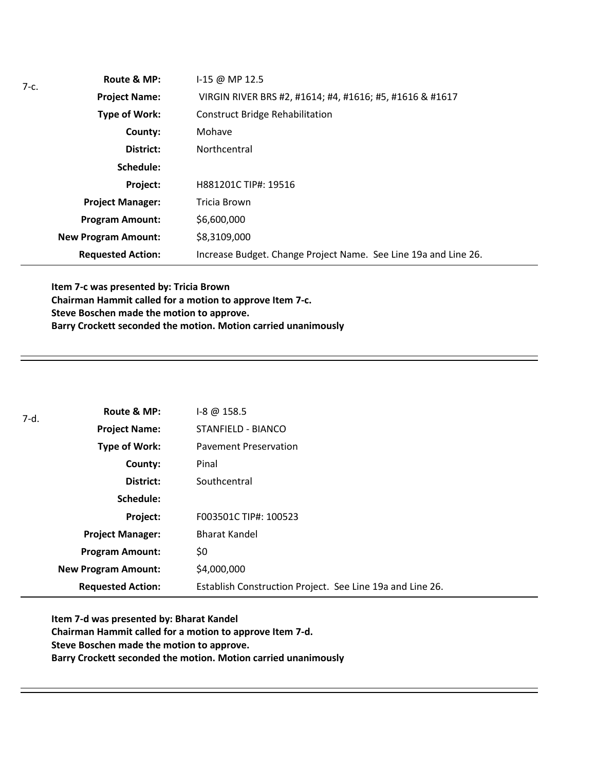| 7-c. | | |
|---|---|---|
| | **Route & MP:** | I-15 @ MP 12.5 |
| | **Project Name:** | VIRGIN RIVER BRS #2, #1614; #4, #1616; #5, #1616 & #1617 |
| | **Type of Work:** | Construct Bridge Rehabilitation |
| | **County:** | Mohave |
| | **District:** | Northcentral |
| | **Schedule:** | |
| | **Project:** | H881201C TIP#: 19516 |
| | **Project Manager:** | Tricia Brown |
| | **Program Amount:** | $6,600,000 |
| | **New Program Amount:** | $8,3109,000 |
| | **Requested Action:** | Increase Budget. Change Project Name. See Line 19a and Line 26. |

**Item 7-c was presented by: Tricia Brown**
**Chairman Hammit called for a motion to approve Item 7-c.**
**Steve Boschen made the motion to approve.**
**Barry Crockett seconded the motion. Motion carried unanimously**

---

| 7-d. | | |
|---|---|---|
| | **Route & MP:** | I-8 @ 158.5 |
| | **Project Name:** | STANFIELD - BIANCO |
| | **Type of Work:** | Pavement Preservation |
| | **County:** | Pinal |
| | **District:** | Southcentral |
| | **Schedule:** | |
| | **Project:** | F003501C TIP#: 100523 |
| | **Project Manager:** | Bharat Kandel |
| | **Program Amount:** | $0 |
| | **New Program Amount:** | $4,000,000 |
| | **Requested Action:** | Establish Construction Project. See Line 19a and Line 26. |

**Item 7-d was presented by: Bharat Kandel**
**Chairman Hammit called for a motion to approve Item 7-d.**
**Steve Boschen made the motion to approve.**
**Barry Crockett seconded the motion. Motion carried unanimously**

---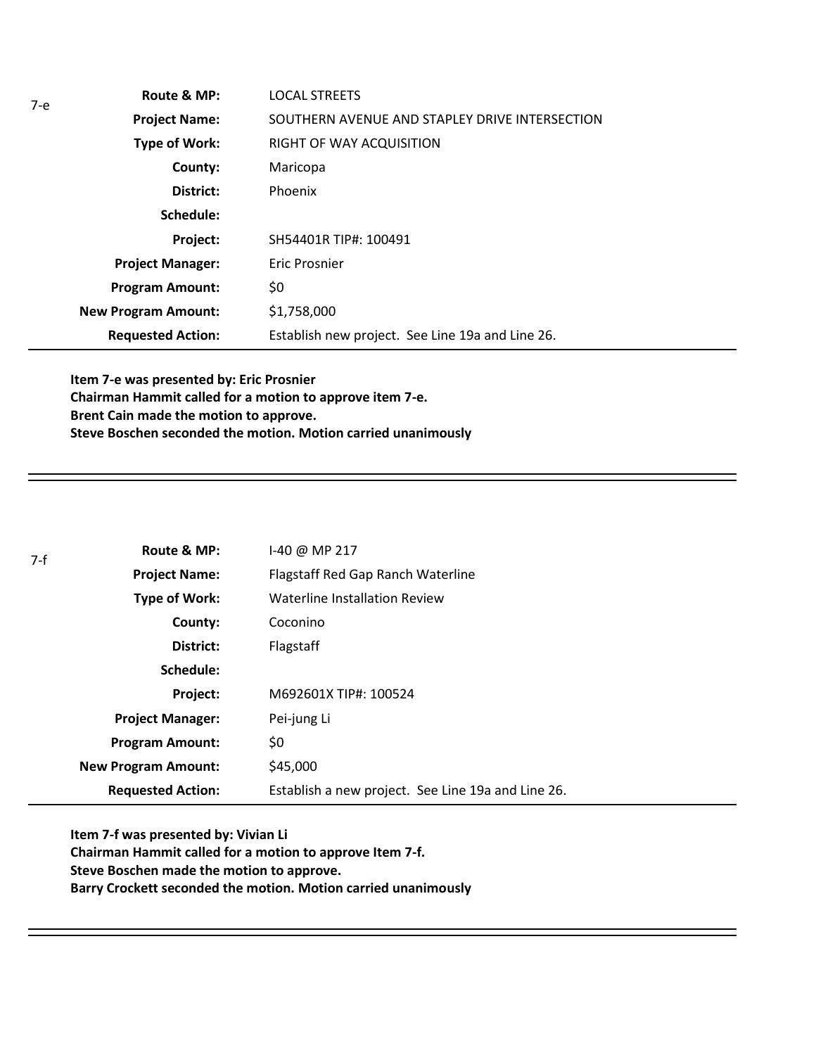7-e

| | |
|---|---|
| **Route & MP:** | LOCAL STREETS |
| **Project Name:** | SOUTHERN AVENUE AND STAPLEY DRIVE INTERSECTION |
| **Type of Work:** | RIGHT OF WAY ACQUISITION |
| **County:** | Maricopa |
| **District:** | Phoenix |
| **Schedule:** | |
| **Project:** | SH54401R TIP#: 100491 |
| **Project Manager:** | Eric Prosnier |
| **Program Amount:** | \$0 |
| **New Program Amount:** | \$1,758,000 |
| **Requested Action:** | Establish new project. See Line 19a and Line 26. |

**Item 7-e was presented by: Eric Prosnier**
**Chairman Hammit called for a motion to approve item 7-e.**
**Brent Cain made the motion to approve.**
**Steve Boschen seconded the motion. Motion carried unanimously**

---

7-f

| | |
|---|---|
| **Route & MP:** | I-40 @ MP 217 |
| **Project Name:** | Flagstaff Red Gap Ranch Waterline |
| **Type of Work:** | Waterline Installation Review |
| **County:** | Coconino |
| **District:** | Flagstaff |
| **Schedule:** | |
| **Project:** | M692601X TIP#: 100524 |
| **Project Manager:** | Pei-jung Li |
| **Program Amount:** | \$0 |
| **New Program Amount:** | \$45,000 |
| **Requested Action:** | Establish a new project. See Line 19a and Line 26. |

**Item 7-f was presented by: Vivian Li**
**Chairman Hammit called for a motion to approve Item 7-f.**
**Steve Boschen made the motion to approve.**
**Barry Crockett seconded the motion. Motion carried unanimously**

---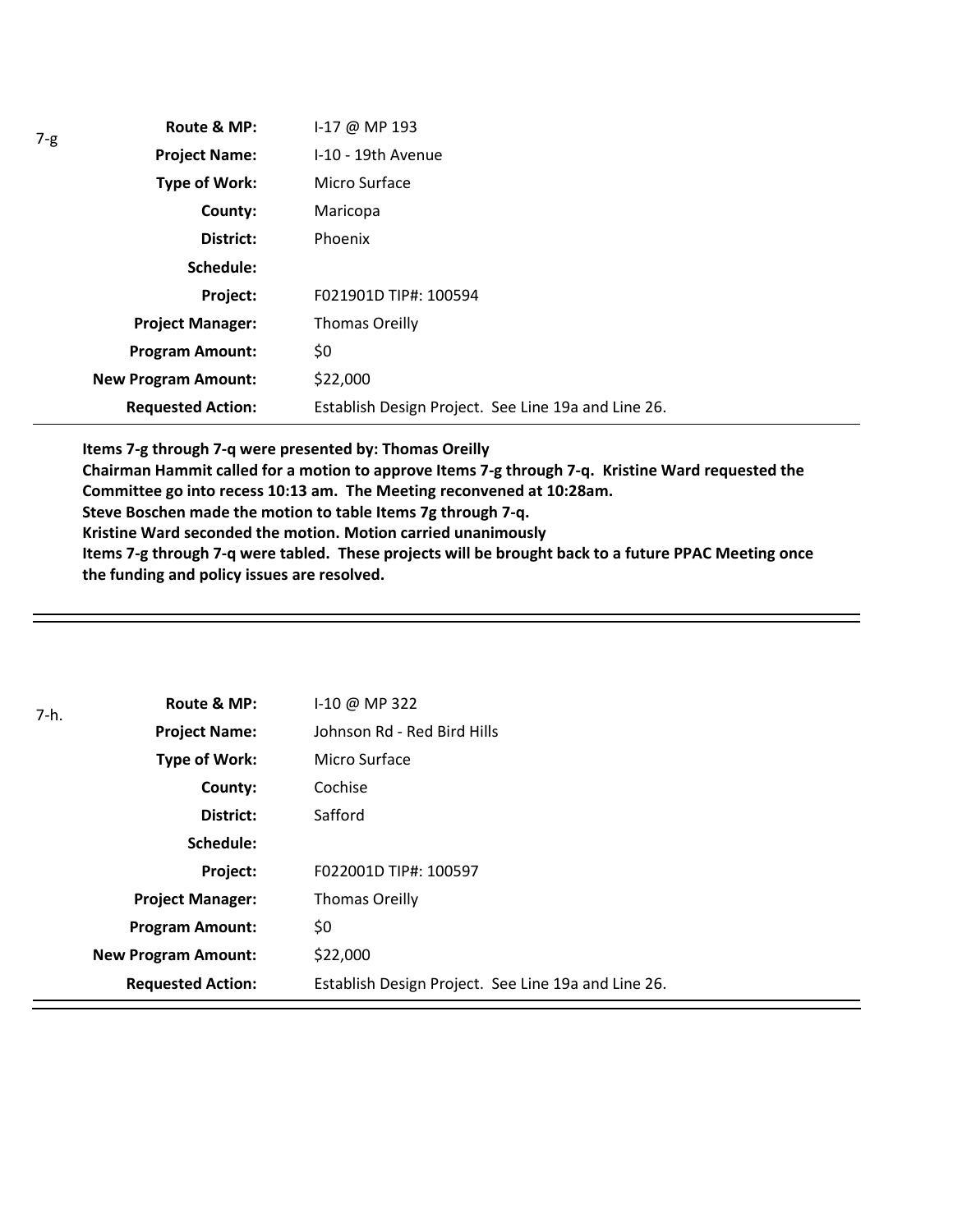7-g

| | |
|---|---|
| **Route & MP:** | I-17 @ MP 193 |
| **Project Name:** | I-10 - 19th Avenue |
| **Type of Work:** | Micro Surface |
| **County:** | Maricopa |
| **District:** | Phoenix |
| **Schedule:** | |
| **Project:** | F021901D TIP#: 100594 |
| **Project Manager:** | Thomas Oreilly |
| **Program Amount:** | $0 |
| **New Program Amount:** | $22,000 |
| **Requested Action:** | Establish Design Project. See Line 19a and Line 26. |

**Items 7-g through 7-q were presented by: Thomas Oreilly**
**Chairman Hammit called for a motion to approve Items 7-g through 7-q. Kristine Ward requested the Committee go into recess 10:13 am. The Meeting reconvened at 10:28am.**
**Steve Boschen made the motion to table Items 7g through 7-q.**
**Kristine Ward seconded the motion. Motion carried unanimously**
**Items 7-g through 7-q were tabled. These projects will be brought back to a future PPAC Meeting once the funding and policy issues are resolved.**

---

7-h.

| | |
|---|---|
| **Route & MP:** | I-10 @ MP 322 |
| **Project Name:** | Johnson Rd - Red Bird Hills |
| **Type of Work:** | Micro Surface |
| **County:** | Cochise |
| **District:** | Safford |
| **Schedule:** | |
| **Project:** | F022001D TIP#: 100597 |
| **Project Manager:** | Thomas Oreilly |
| **Program Amount:** | $0 |
| **New Program Amount:** | $22,000 |
| **Requested Action:** | Establish Design Project. See Line 19a and Line 26. |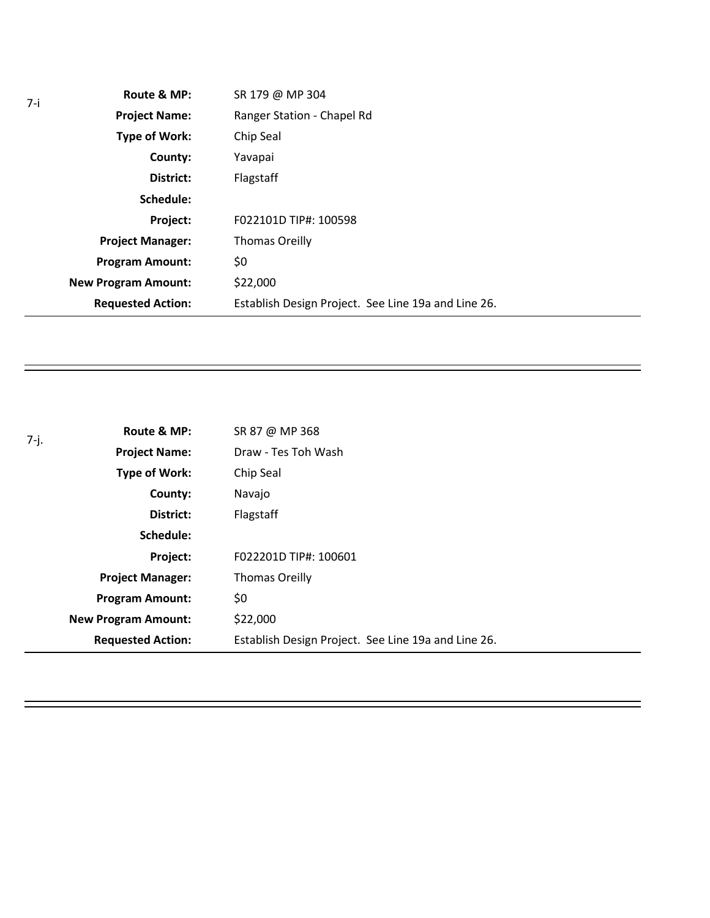7-i

| | |
|---|---|
| **Route & MP:** | SR 179 @ MP 304 |
| **Project Name:** | Ranger Station - Chapel Rd |
| **Type of Work:** | Chip Seal |
| **County:** | Yavapai |
| **District:** | Flagstaff |
| **Schedule:** | |
| **Project:** | F022101D TIP#: 100598 |
| **Project Manager:** | Thomas Oreilly |
| **Program Amount:** | $0 |
| **New Program Amount:** | $22,000 |
| **Requested Action:** | Establish Design Project.  See Line 19a and Line 26. |

---

7-j.

| | |
|---|---|
| **Route & MP:** | SR 87 @ MP 368 |
| **Project Name:** | Draw - Tes Toh Wash |
| **Type of Work:** | Chip Seal |
| **County:** | Navajo |
| **District:** | Flagstaff |
| **Schedule:** | |
| **Project:** | F022201D TIP#: 100601 |
| **Project Manager:** | Thomas Oreilly |
| **Program Amount:** | $0 |
| **New Program Amount:** | $22,000 |
| **Requested Action:** | Establish Design Project.  See Line 19a and Line 26. |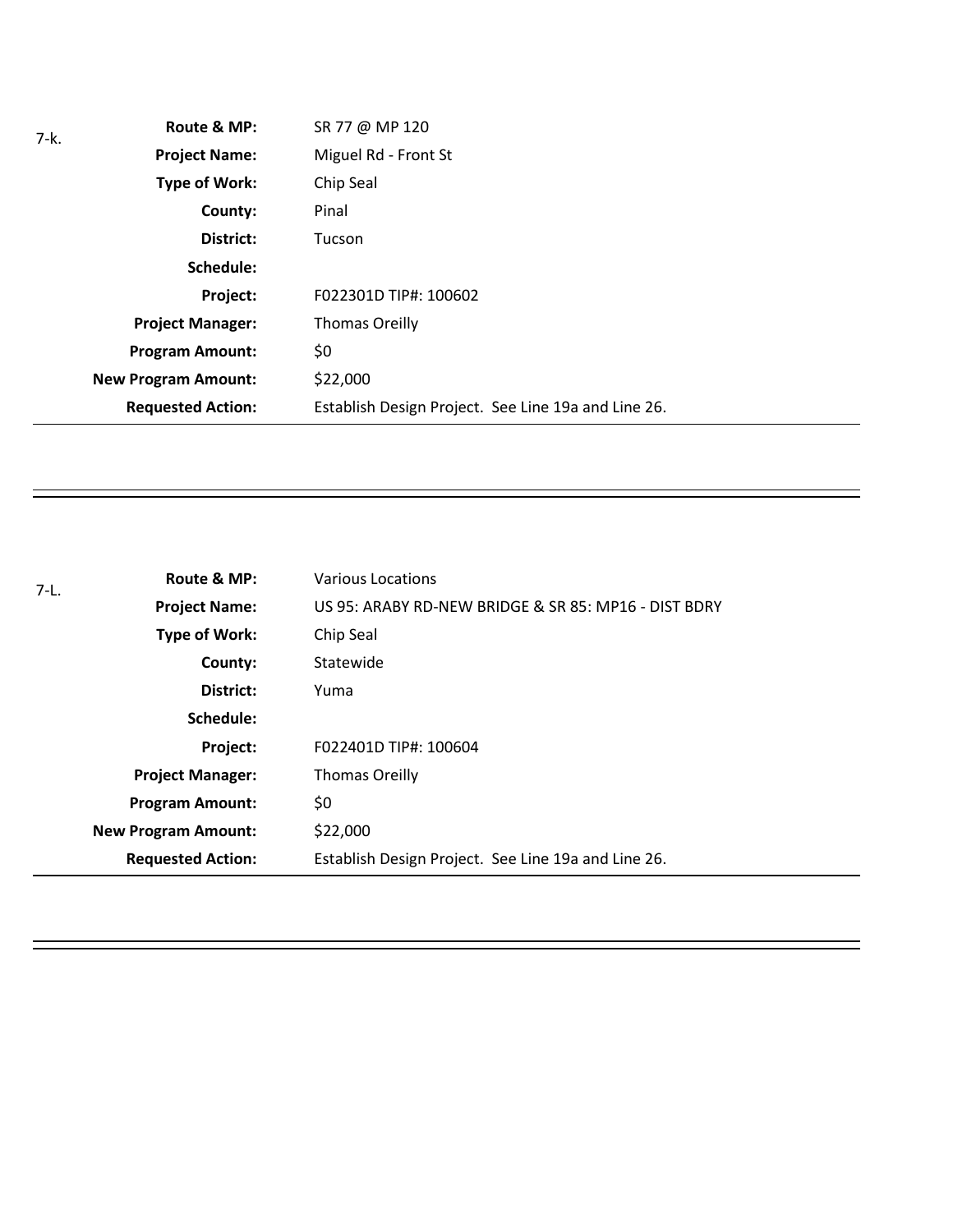7-k.

| | |
|---|---|
| **Route & MP:** | SR 77 @ MP 120 |
| **Project Name:** | Miguel Rd - Front St |
| **Type of Work:** | Chip Seal |
| **County:** | Pinal |
| **District:** | Tucson |
| **Schedule:** | |
| **Project:** | F022301D TIP#: 100602 |
| **Project Manager:** | Thomas Oreilly |
| **Program Amount:** | $0 |
| **New Program Amount:** | $22,000 |
| **Requested Action:** | Establish Design Project. See Line 19a and Line 26. |

---

7-L.

| | |
|---|---|
| **Route & MP:** | Various Locations |
| **Project Name:** | US 95: ARABY RD-NEW BRIDGE & SR 85: MP16 - DIST BDRY |
| **Type of Work:** | Chip Seal |
| **County:** | Statewide |
| **District:** | Yuma |
| **Schedule:** | |
| **Project:** | F022401D TIP#: 100604 |
| **Project Manager:** | Thomas Oreilly |
| **Program Amount:** | $0 |
| **New Program Amount:** | $22,000 |
| **Requested Action:** | Establish Design Project. See Line 19a and Line 26. |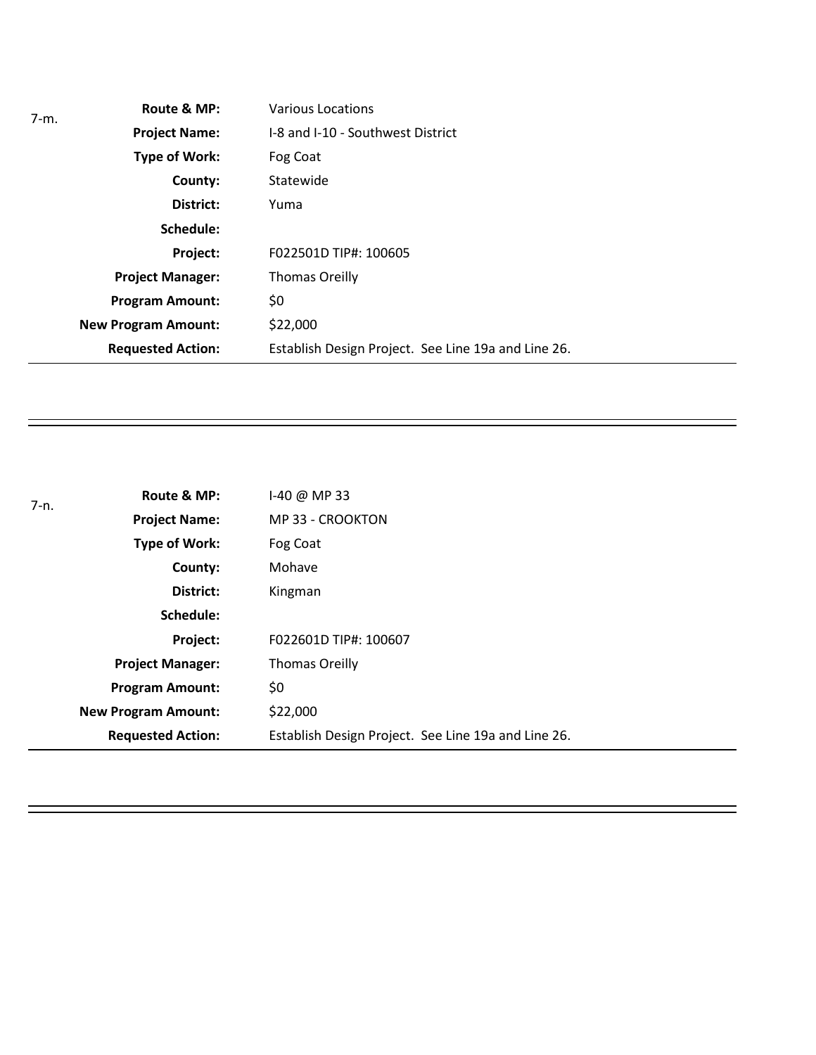| | | |
|---|---|---|
| 7-m. | **Route & MP:** | Various Locations |
| | **Project Name:** | I-8 and I-10 - Southwest District |
| | **Type of Work:** | Fog Coat |
| | **County:** | Statewide |
| | **District:** | Yuma |
| | **Schedule:** | |
| | **Project:** | F022501D TIP#: 100605 |
| | **Project Manager:** | Thomas Oreilly |
| | **Program Amount:** | $0 |
| | **New Program Amount:** | $22,000 |
| | **Requested Action:** | Establish Design Project. See Line 19a and Line 26. |

| | | |
|---|---|---|
| 7-n. | **Route & MP:** | I-40 @ MP 33 |
| | **Project Name:** | MP 33 - CROOKTON |
| | **Type of Work:** | Fog Coat |
| | **County:** | Mohave |
| | **District:** | Kingman |
| | **Schedule:** | |
| | **Project:** | F022601D TIP#: 100607 |
| | **Project Manager:** | Thomas Oreilly |
| | **Program Amount:** | $0 |
| | **New Program Amount:** | $22,000 |
| | **Requested Action:** | Establish Design Project. See Line 19a and Line 26. |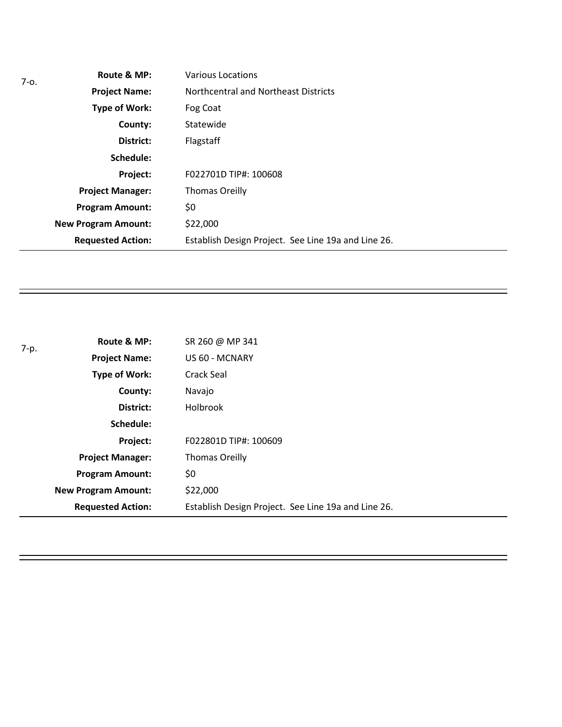7-o.

| | |
|---|---|
| **Route & MP:** | Various Locations |
| **Project Name:** | Northcentral and Northeast Districts |
| **Type of Work:** | Fog Coat |
| **County:** | Statewide |
| **District:** | Flagstaff |
| **Schedule:** | |
| **Project:** | F022701D TIP#: 100608 |
| **Project Manager:** | Thomas Oreilly |
| **Program Amount:** | $0 |
| **New Program Amount:** | $22,000 |
| **Requested Action:** | Establish Design Project. See Line 19a and Line 26. |

---

7-p.

| | |
|---|---|
| **Route & MP:** | SR 260 @ MP 341 |
| **Project Name:** | US 60 - MCNARY |
| **Type of Work:** | Crack Seal |
| **County:** | Navajo |
| **District:** | Holbrook |
| **Schedule:** | |
| **Project:** | F022801D TIP#: 100609 |
| **Project Manager:** | Thomas Oreilly |
| **Program Amount:** | $0 |
| **New Program Amount:** | $22,000 |
| **Requested Action:** | Establish Design Project. See Line 19a and Line 26. |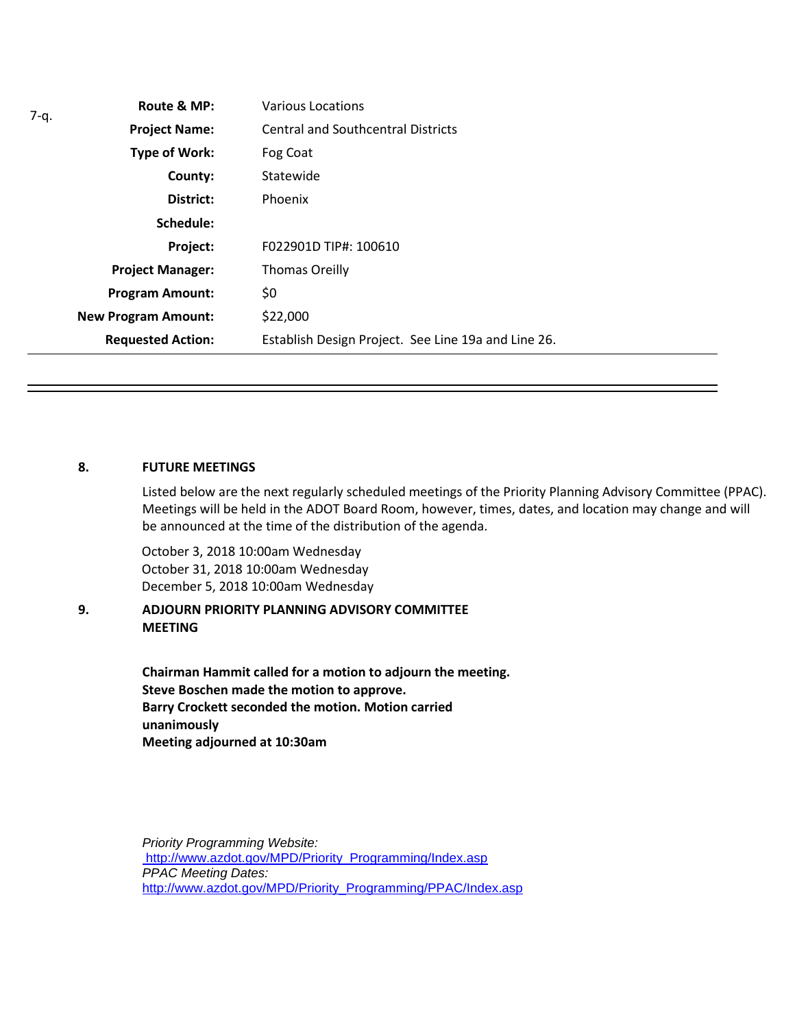7-q.

| | |
|---|---|
| **Route & MP:** | Various Locations |
| **Project Name:** | Central and Southcentral Districts |
| **Type of Work:** | Fog Coat |
| **County:** | Statewide |
| **District:** | Phoenix |
| **Schedule:** | |
| **Project:** | F022901D TIP#: 100610 |
| **Project Manager:** | Thomas Oreilly |
| **Program Amount:** | $0 |
| **New Program Amount:** | $22,000 |
| **Requested Action:** | Establish Design Project. See Line 19a and Line 26. |

## 8. FUTURE MEETINGS

Listed below are the next regularly scheduled meetings of the Priority Planning Advisory Committee (PPAC). Meetings will be held in the ADOT Board Room, however, times, dates, and location may change and will be announced at the time of the distribution of the agenda.

October 3, 2018 10:00am Wednesday
October 31, 2018 10:00am Wednesday
December 5, 2018 10:00am Wednesday

## 9. ADJOURN PRIORITY PLANNING ADVISORY COMMITTEE MEETING

**Chairman Hammit called for a motion to adjourn the meeting.**
**Steve Boschen made the motion to approve.**
**Barry Crockett seconded the motion. Motion carried unanimously**
**Meeting adjourned at 10:30am**

*Priority Programming Website:*
http://www.azdot.gov/MPD/Priority_Programming/Index.asp
*PPAC Meeting Dates:*
http://www.azdot.gov/MPD/Priority_Programming/PPAC/Index.asp